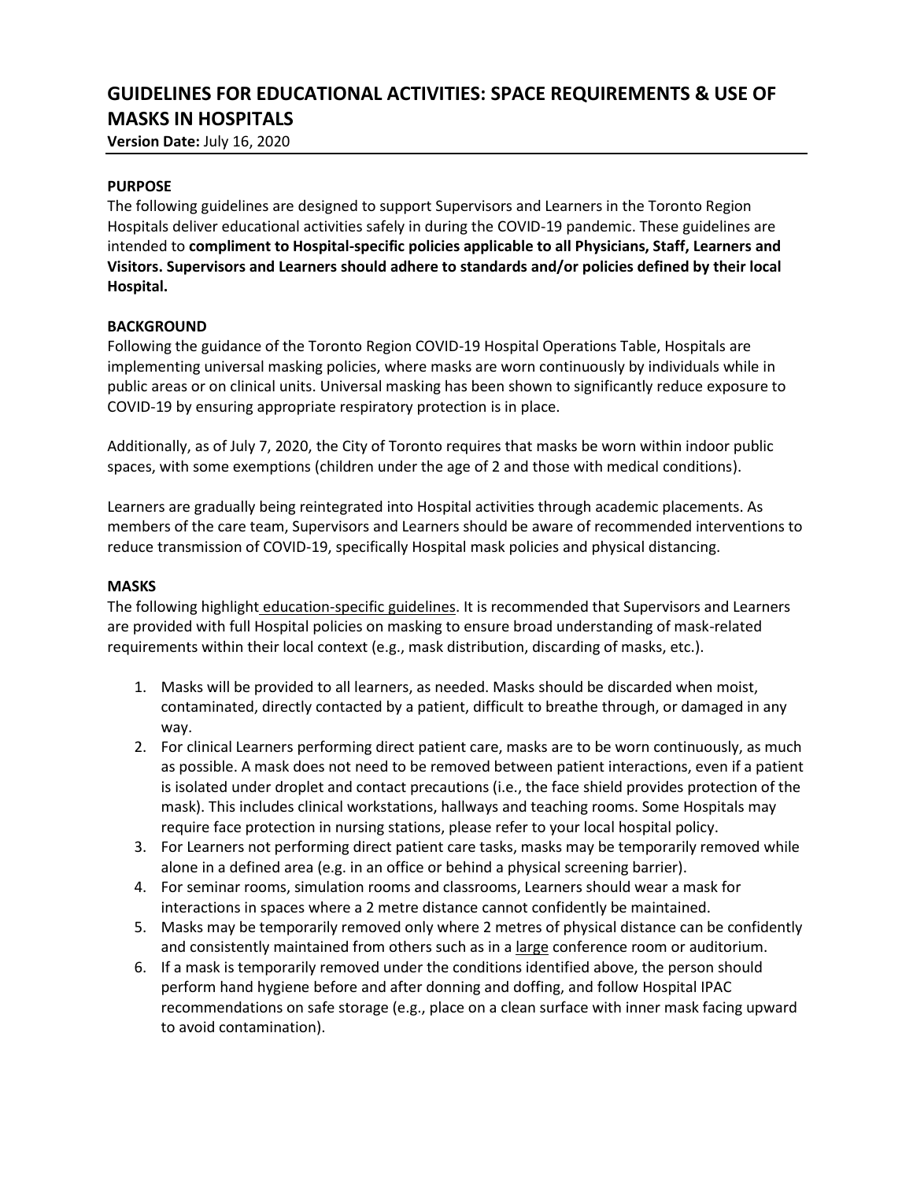# GUIDELINES FOR EDUCATIONAL ACTIVITIES: SPACE REQUIREMENTS & USE OF MASKS IN HOSPITALS

**Version Date:** July 16, 2020

## PURPOSE

The following guidelines are designed to support Supervisors and Learners in the Toronto Region Hospitals deliver educational activities safely in during the COVID-19 pandemic. These guidelines are intended to **compliment to Hospital-specific policies applicable to all Physicians, Staff, Learners and Visitors. Supervisors and Learners should adhere to standards and/or policies defined by their local Hospital.**

## BACKGROUND

Following the guidance of the Toronto Region COVID-19 Hospital Operations Table, Hospitals are implementing universal masking policies, where masks are worn continuously by individuals while in public areas or on clinical units. Universal masking has been shown to significantly reduce exposure to COVID-19 by ensuring appropriate respiratory protection is in place.

Additionally, as of July 7, 2020, the City of Toronto requires that masks be worn within indoor public spaces, with some exemptions (children under the age of 2 and those with medical conditions).

Learners are gradually being reintegrated into Hospital activities through academic placements. As members of the care team, Supervisors and Learners should be aware of recommended interventions to reduce transmission of COVID-19, specifically Hospital mask policies and physical distancing.

## MASKS

The following highlight education-specific guidelines. It is recommended that Supervisors and Learners are provided with full Hospital policies on masking to ensure broad understanding of mask-related requirements within their local context (e.g., mask distribution, discarding of masks, etc.).

1. Masks will be provided to all learners, as needed. Masks should be discarded when moist, contaminated, directly contacted by a patient, difficult to breathe through, or damaged in any way.
2. For clinical Learners performing direct patient care, masks are to be worn continuously, as much as possible. A mask does not need to be removed between patient interactions, even if a patient is isolated under droplet and contact precautions (i.e., the face shield provides protection of the mask). This includes clinical workstations, hallways and teaching rooms. Some Hospitals may require face protection in nursing stations, please refer to your local hospital policy.
3. For Learners not performing direct patient care tasks, masks may be temporarily removed while alone in a defined area (e.g. in an office or behind a physical screening barrier).
4. For seminar rooms, simulation rooms and classrooms, Learners should wear a mask for interactions in spaces where a 2 metre distance cannot confidently be maintained.
5. Masks may be temporarily removed only where 2 metres of physical distance can be confidently and consistently maintained from others such as in a large conference room or auditorium.
6. If a mask is temporarily removed under the conditions identified above, the person should perform hand hygiene before and after donning and doffing, and follow Hospital IPAC recommendations on safe storage (e.g., place on a clean surface with inner mask facing upward to avoid contamination).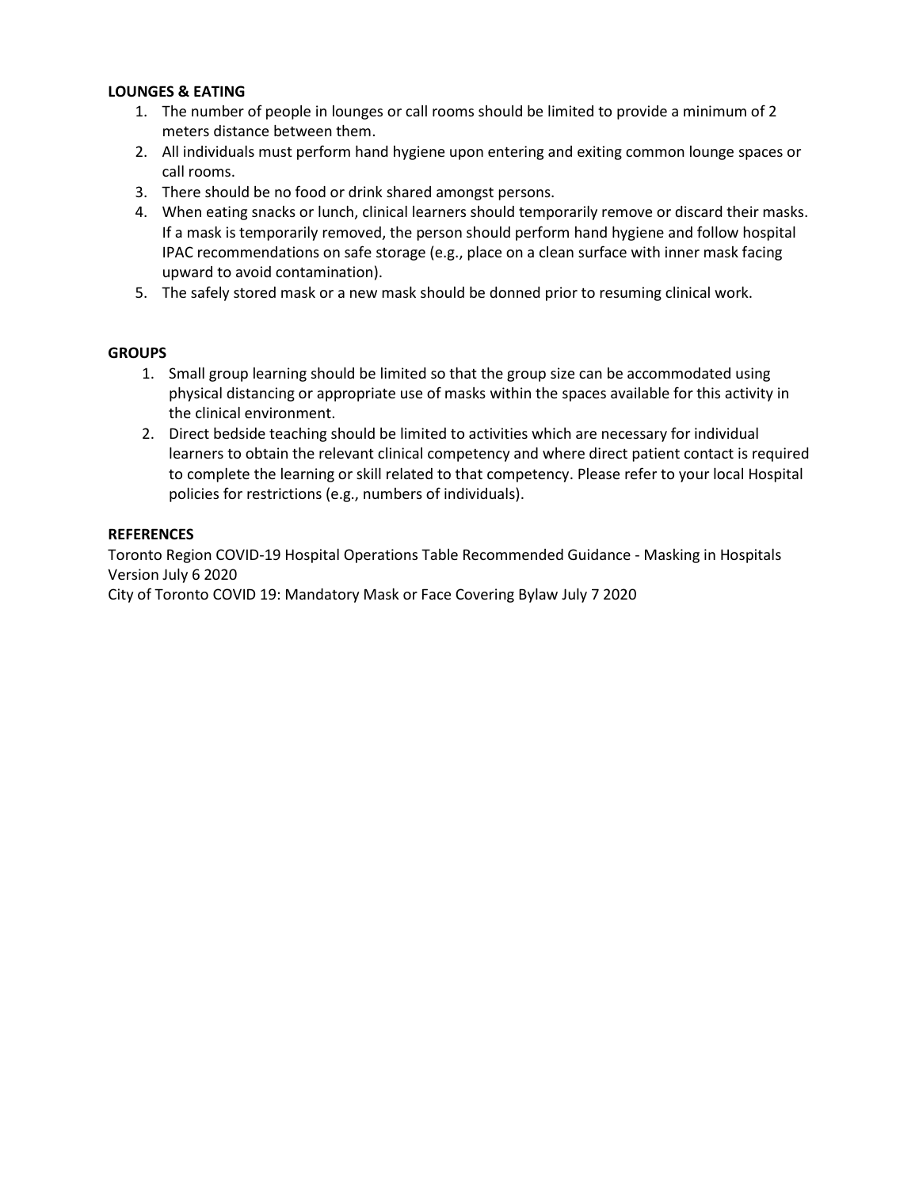**LOUNGES & EATING**

1. The number of people in lounges or call rooms should be limited to provide a minimum of 2 meters distance between them.
2. All individuals must perform hand hygiene upon entering and exiting common lounge spaces or call rooms.
3. There should be no food or drink shared amongst persons.
4. When eating snacks or lunch, clinical learners should temporarily remove or discard their masks. If a mask is temporarily removed, the person should perform hand hygiene and follow hospital IPAC recommendations on safe storage (e.g., place on a clean surface with inner mask facing upward to avoid contamination).
5. The safely stored mask or a new mask should be donned prior to resuming clinical work.

**GROUPS**

1. Small group learning should be limited so that the group size can be accommodated using physical distancing or appropriate use of masks within the spaces available for this activity in the clinical environment.
2. Direct bedside teaching should be limited to activities which are necessary for individual learners to obtain the relevant clinical competency and where direct patient contact is required to complete the learning or skill related to that competency. Please refer to your local Hospital policies for restrictions (e.g., numbers of individuals).

**REFERENCES**

Toronto Region COVID-19 Hospital Operations Table Recommended Guidance - Masking in Hospitals Version July 6 2020
City of Toronto COVID 19: Mandatory Mask or Face Covering Bylaw July 7 2020